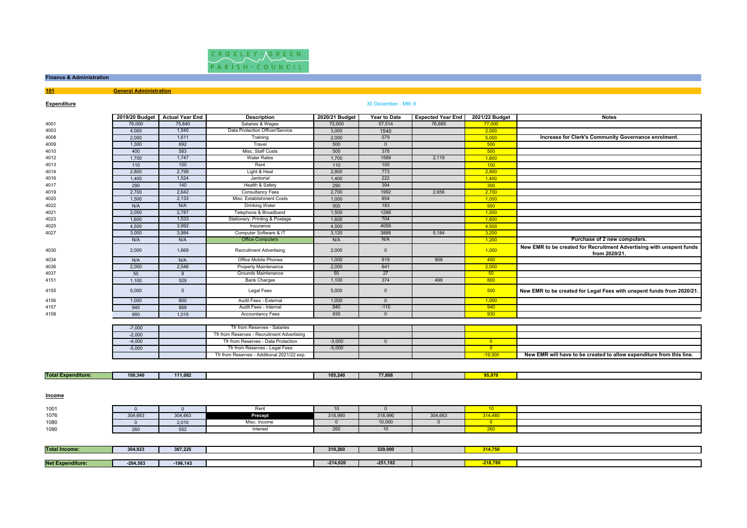CROXLEY GREEN PARISH COUNCIL

## Finance & Administration

### 101 General Administration

**Expenditure**

30 December - Mth 9

| Code | 2019/20 Budget | Actual Year End | Description | 2020/21 Budget | Year to Date | Expected Year End | 2021/22 Budget | Notes |
|---|---|---|---|---|---|---|---|---|
| 4001 | 76,000 | 75,840 | Salaries & Wages | 72,000 | 57,514 | 76,685 | 77,000 | |
| 4003 | 4,000 | 1,540 | Data Protection Officer/Service | 3,000 | 1540 | | 2,000 | |
| 4008 | 2,000 | 1,611 | Training | 2,000 | 579 | | 5,000 | **Increase for Clerk's Community Governance enrolment.** |
| 4009 | 1,300 | 692 | Travel | 500 | 0 | | 500 | |
| 4010 | 400 | 583 | Misc. Staff Costs | 500 | 378 | | 500 | |
| 4012 | 1,700 | 1,747 | Water Rates | 1,700 | 1589 | 2,119 | 1,800 | |
| 4013 | 110 | 100 | Rent | 110 | 100 | | 100 | |
| 4014 | 2,800 | 2,799 | Light & Heat | 2,800 | 773 | | 2,800 | |
| 4016 | 1,400 | 1,524 | Janitorial | 1,400 | 222 | | 1,400 | |
| 4017 | 290 | 140 | Health & Safety | 290 | 394 | | 300 | |
| 4019 | 2,700 | 2,642 | Consultancy Fees | 2,700 | 1992 | 2,656 | 2,700 | |
| 4020 | 1,500 | 2,133 | Misc. Establishment Costs | 1,000 | 854 | | 1,000 | |
| 4022 | N/A | N/A | Drinking Water | 500 | 183 | | 500 | |
| 4021 | 2,050 | 2,787 | Telephone & Broadband | 1,500 | 1288 | | 1,500 | |
| 4023 | 1,600 | 1,533 | Stationery, Printing & Postage | 1,600 | 704 | | 1,600 | |
| 4025 | 4,500 | 3,992 | Insurance | 4,500 | 4059 | | 4,500 | |
| 4027 | 3,000 | 3,984 | Computer Software & IT | 3,120 | 3888 | 5,184 | 3,200 | |
| | N/A | N/A | Office Computers | N/A | N/A | | 1,200 | **Purchase of 2 new computers.** |
| 4030 | 2,000 | 1,669 | Recruitment Advertising | 2,000 | 0 | | 1,000 | **New EMR to be created for Recruitment Advertising with unspent funds from 2020/21.** |
| 4034 | N/A | N/A | Office Mobile Phones | 1,000 | 819 | 908 | 450 | |
| 4036 | 2,000 | 2,546 | Property Maintenance | 2,000 | 641 | | 2,000 | |
| 4037 | 50 | 8 | Grounds Maintenance | 50 | 27 | | 50 | |
| 4151 | 1,100 | 529 | Bank Charges | 1,100 | 374 | 499 | 800 | |
| 4155 | 5,000 | 0 | Legal Fees | 5,000 | 0 | | 500 | **New EMR to be created for Legal Fees with unspent funds from 2020/21.** |
| 4156 | 1,000 | 800 | Audit Fees - External | 1,000 | 0 | | 1,000 | |
| 4157 | 940 | 868 | Audit Fees - Internal | 940 | -110 | | 940 | |
| 4158 | 900 | 1,015 | Accountancy Fees | 930 | 0 | | 930 | |
| | -7,000 | | Tfr from Reserves - Salaries | | | | | |
| | -2,000 | | Tfr from Reserves - Recruitment Advertising | | | | | |
| | -4,000 | | Tfr from Reserves - Data Protection | -3,000 | 0 | | 0 | |
| | -5,000 | | Tfr from Reserves - Legal Fees | -5,000 | | | 0 | |
| | | | Tfr from Reserves - Additional 2021/22 exp. | | | | -19,300 | **New EMR will have to be created to allow expenditure from this line.** |
| **Total Expenditure:** | **100,340** | **111,082** | | **105,240** | **77,808** | | **95,970** | |

**Income**

| Code | 2019/20 Budget | Actual Year End | Description | 2020/21 Budget | Year to Date | Expected Year End | 2021/22 Budget | Notes |
|---|---|---|---|---|---|---|---|---|
| 1001 | 0 | 0 | Rent | 10 | 0 | | 10 | |
| 1076 | 304,663 | 304,663 | **Precept** | 318,990 | 318,990 | 304,663 | 314,480 | |
| 1080 | 0 | 2,010 | Misc. Income | 0 | 10,000 | 0 | 0 | |
| 1090 | 260 | 552 | Interest | 260 | 10 | | 260 | |
| **Total Income:** | **304,923** | **307,225** | | **319,260** | **329,000** | | **314,750** | |
| **Net Expenditure:** | **-204,583** | **-196,143** | | **-214,020** | **-251,192** | | **-218,780** | |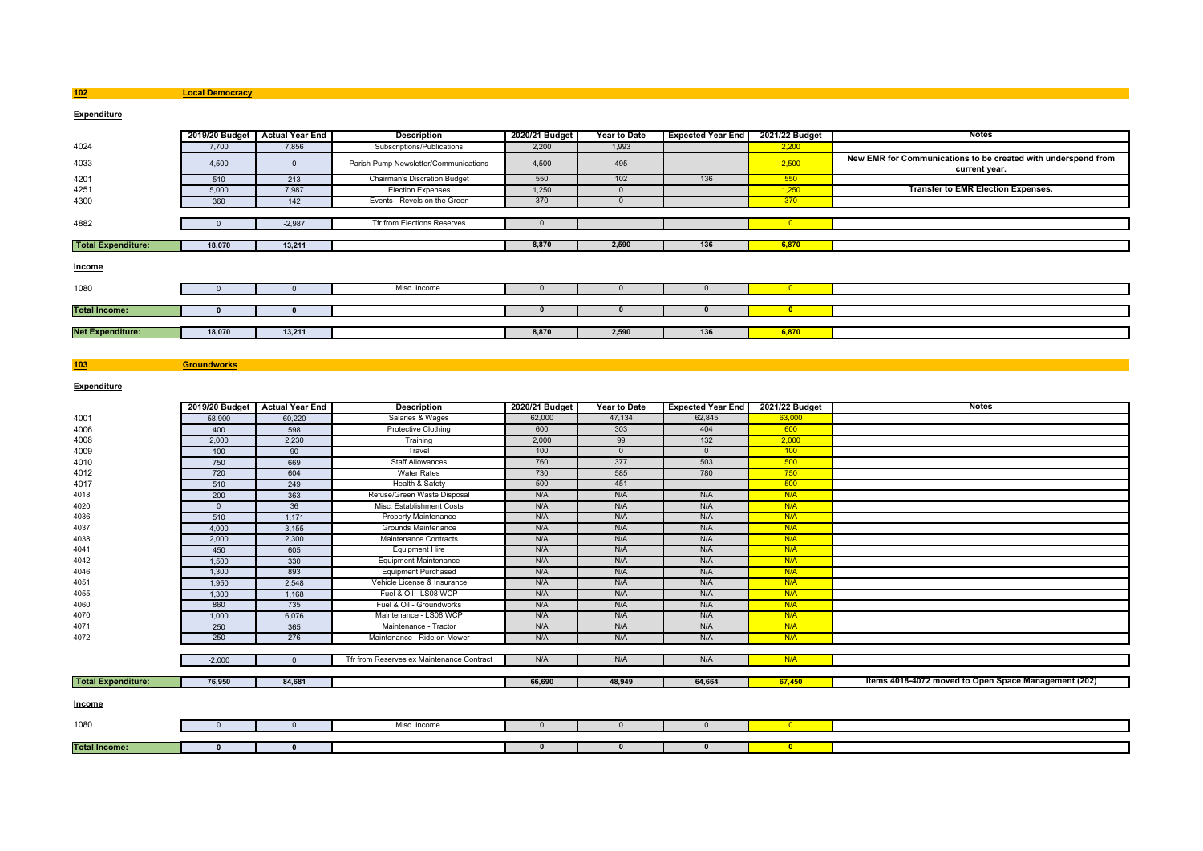## 102 Local Democracy

**Expenditure**

| | 2019/20 Budget | Actual Year End | Description | 2020/21 Budget | Year to Date | Expected Year End | 2021/22 Budget | Notes |
|---|---|---|---|---|---|---|---|---|
| 4024 | 7,700 | 7,856 | Subscriptions/Publications | 2,200 | 1,993 | | 2,200 | |
| 4033 | 4,500 | 0 | Parish Pump Newsletter/Communications | 4,500 | 495 | | 2,500 | **New EMR for Communications to be created with underspend from current year.** |
| 4201 | 510 | 213 | Chairman's Discretion Budget | 550 | 102 | 136 | 550 | |
| 4251 | 5,000 | 7,987 | Election Expenses | 1,250 | 0 | | 1,250 | **Transfer to EMR Election Expenses.** |
| 4300 | 360 | 142 | Events - Revels on the Green | 370 | 0 | | 370 | |
| 4882 | 0 | -2,987 | Tfr from Elections Reserves | 0 | | | 0 | |
| **Total Expenditure:** | **18,070** | **13,211** | | **8,870** | **2,590** | **136** | **6,870** | |

**Income**

| | 2019/20 Budget | Actual Year End | Description | 2020/21 Budget | Year to Date | Expected Year End | 2021/22 Budget | Notes |
|---|---|---|---|---|---|---|---|---|
| 1080 | 0 | 0 | Misc. Income | 0 | 0 | 0 | 0 | |
| **Total Income:** | **0** | **0** | | **0** | **0** | **0** | **0** | |
| **Net Expenditure:** | **18,070** | **13,211** | | **8,870** | **2,590** | **136** | **6,870** | |

## 103 Groundworks

**Expenditure**

| | 2019/20 Budget | Actual Year End | Description | 2020/21 Budget | Year to Date | Expected Year End | 2021/22 Budget | Notes |
|---|---|---|---|---|---|---|---|---|
| 4001 | 58,900 | 60,220 | Salaries & Wages | 62,000 | 47,134 | 62,845 | 63,000 | |
| 4006 | 400 | 598 | Protective Clothing | 600 | 303 | 404 | 600 | |
| 4008 | 2,000 | 2,230 | Training | 2,000 | 99 | 132 | 2,000 | |
| 4009 | 100 | 90 | Travel | 100 | 0 | 0 | 100 | |
| 4010 | 750 | 669 | Staff Allowances | 760 | 377 | 503 | 500 | |
| 4012 | 720 | 604 | Water Rates | 730 | 585 | 780 | 750 | |
| 4017 | 510 | 249 | Health & Safety | 500 | 451 | | 500 | |
| 4018 | 200 | 363 | Refuse/Green Waste Disposal | N/A | N/A | N/A | N/A | |
| 4020 | 0 | 36 | Misc. Establishment Costs | N/A | N/A | N/A | N/A | |
| 4036 | 510 | 1,171 | Property Maintenance | N/A | N/A | N/A | N/A | |
| 4037 | 4,000 | 3,155 | Grounds Maintenance | N/A | N/A | N/A | N/A | |
| 4038 | 2,000 | 2,300 | Maintenance Contracts | N/A | N/A | N/A | N/A | |
| 4041 | 450 | 605 | Equipment Hire | N/A | N/A | N/A | N/A | |
| 4042 | 1,500 | 330 | Equipment Maintenance | N/A | N/A | N/A | N/A | |
| 4046 | 1,300 | 893 | Equipment Purchased | N/A | N/A | N/A | N/A | |
| 4051 | 1,950 | 2,548 | Vehicle License & Insurance | N/A | N/A | N/A | N/A | |
| 4055 | 1,300 | 1,168 | Fuel & Oil - LS08 WCP | N/A | N/A | N/A | N/A | |
| 4060 | 860 | 735 | Fuel & Oil - Groundworks | N/A | N/A | N/A | N/A | |
| 4070 | 1,000 | 6,076 | Maintenance - LS08 WCP | N/A | N/A | N/A | N/A | |
| 4071 | 250 | 365 | Maintenance - Tractor | N/A | N/A | N/A | N/A | |
| 4072 | 250 | 276 | Maintenance - Ride on Mower | N/A | N/A | N/A | N/A | |
| | -2,000 | 0 | Tfr from Reserves ex Maintenance Contract | N/A | N/A | N/A | N/A | |
| **Total Expenditure:** | **76,950** | **84,681** | | **66,690** | **48,949** | **64,664** | **67,450** | **Items 4018-4072 moved to Open Space Management (202)** |

**Income**

| | 2019/20 Budget | Actual Year End | Description | 2020/21 Budget | Year to Date | Expected Year End | 2021/22 Budget | Notes |
|---|---|---|---|---|---|---|---|---|
| 1080 | 0 | 0 | Misc. Income | 0 | 0 | 0 | 0 | |
| **Total Income:** | **0** | **0** | | **0** | **0** | **0** | **0** | |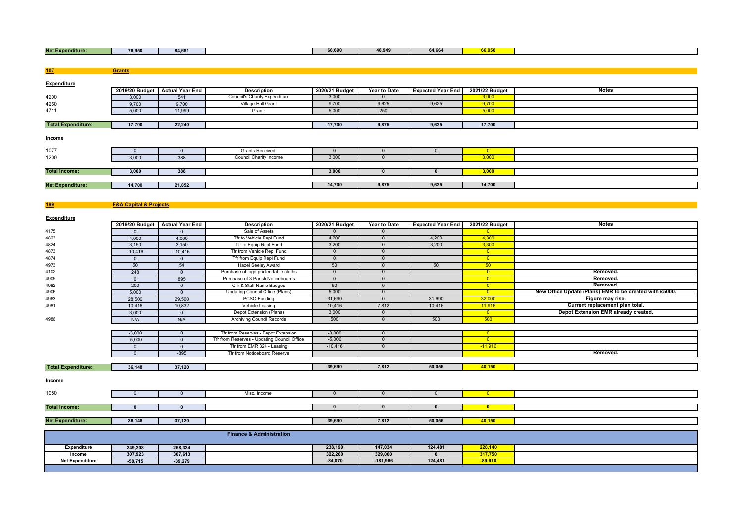| Net Expenditure: | 76,950 | 84,681 | | 66,690 | 48,949 | 64,664 | 66,950 | |
|---|---|---|---|---|---|---|---|---|

## 107 Grants

**Expenditure**

| | 2019/20 Budget | Actual Year End | Description | 2020/21 Budget | Year to Date | Expected Year End | 2021/22 Budget | Notes |
|---|---|---|---|---|---|---|---|---|
| 4200 | 3,000 | 541 | Council's Charity Expenditure | 3,000 | 0 | | 3,000 | |
| 4260 | 9,700 | 9,700 | Village Hall Grant | 9,700 | 9,625 | 9,625 | 9,700 | |
| 4711 | 5,000 | 11,999 | Grants | 5,000 | 250 | | 5,000 | |
| **Total Expenditure:** | **17,700** | **22,240** | | **17,700** | **9,875** | **9,625** | **17,700** | |

**Income**

| | | | | | | | | |
|---|---|---|---|---|---|---|---|---|
| 1077 | 0 | 0 | Grants Received | 0 | 0 | 0 | 0 | |
| 1200 | 3,000 | 388 | Council Charity Income | 3,000 | 0 | | 3,000 | |
| **Total Income:** | **3,000** | **388** | | **3,000** | **0** | **0** | **3,000** | |
| **Net Expenditure:** | **14,700** | **21,852** | | **14,700** | **9,875** | **9,625** | **14,700** | |

## 199 F&A Capital & Projects

**Expenditure**

| | 2019/20 Budget | Actual Year End | Description | 2020/21 Budget | Year to Date | Expected Year End | 2021/22 Budget | Notes |
|---|---|---|---|---|---|---|---|---|
| 4175 | 0 | 0 | Sale of Assets | 0 | 0 | | 0 | |
| 4823 | 4,000 | 4,000 | Tfr to Vehicle Repl Fund | 4,200 | 0 | 4,200 | 4,300 | |
| 4824 | 3,150 | 3,150 | Tfr to Equip Repl Fund | 3,200 | 0 | 3,200 | 3,300 | |
| 4873 | -10,416 | -10,416 | Tfr from Vehicle Repl Fund | 0 | 0 | | 0 | |
| 4874 | 0 | 0 | Tfr from Equip Repl Fund | 0 | 0 | | 0 | |
| 4973 | 50 | 54 | Hazel Seeley Award | 50 | 0 | 50 | 50 | |
| 4102 | 248 | 0 | Purchase of logo printed table cloths | 0 | 0 | | 0 | **Removed.** |
| 4905 | 0 | 895 | Purchase of 3 Parish Noticeboards | 0 | 0 | | 0 | **Removed.** |
| 4982 | 200 | 0 | Cllr & Staff Name Badges | 50 | 0 | | 0 | **Removed.** |
| 4906 | 5,000 | 0 | Updating Council Office (Plans) | 5,000 | 0 | | 0 | **New Office Update (Plans) EMR to be created with £5000.** |
| 4963 | 28,500 | 29,500 | PCSO Funding | 31,690 | 0 | 31,690 | 32,000 | **Figure may rise.** |
| 4981 | 10,416 | 10,832 | Vehicle Leasing | 10,416 | 7,812 | 10,416 | 11,916 | **Current replacement plan total.** |
| | 3,000 | 0 | Depot Extension (Plans) | 3,000 | 0 | | 0 | **Depot Extension EMR already created.** |
| 4986 | N/A | N/A | Archiving Council Records | 500 | 0 | 500 | 500 | |
| | -3,000 | 0 | Tfr from Reserves - Depot Extension | -3,000 | 0 | | 0 | |
| | -5,000 | 0 | Tfr from Reserves - Updating Council Office | -5,000 | 0 | | 0 | |
| | 0 | 0 | Tfr from EMR 324 - Leasing | -10,416 | 0 | | -11,916 | |
| | 0 | -895 | Tfr from Noticeboard Reserve | | | | | **Removed.** |
| **Total Expenditure:** | **36,148** | **37,120** | | **39,690** | **7,812** | **50,056** | **40,150** | |

**Income**

| | | | | | | | | |
|---|---|---|---|---|---|---|---|---|
| 1080 | 0 | 0 | Misc. Income | 0 | 0 | 0 | 0 | |
| **Total Income:** | **0** | **0** | | **0** | **0** | **0** | **0** | |
| **Net Expenditure:** | **36,148** | **37,120** | | **39,690** | **7,812** | **50,056** | **40,150** | |

## Finance & Administration

| | 2019/20 Budget | Actual Year End | | 2020/21 Budget | Year to Date | Expected Year End | 2021/22 Budget | |
|---|---|---|---|---|---|---|---|---|
| **Expenditure** | **249,208** | **268,334** | | **238,190** | **147,034** | **124,481** | **228,140** | |
| **Income** | **307,923** | **307,613** | | **322,260** | **329,000** | **0** | **317,750** | |
| **Net Expenditure** | **-58,715** | **-39,279** | | **-84,070** | **-181,966** | **124,481** | **-89,610** | |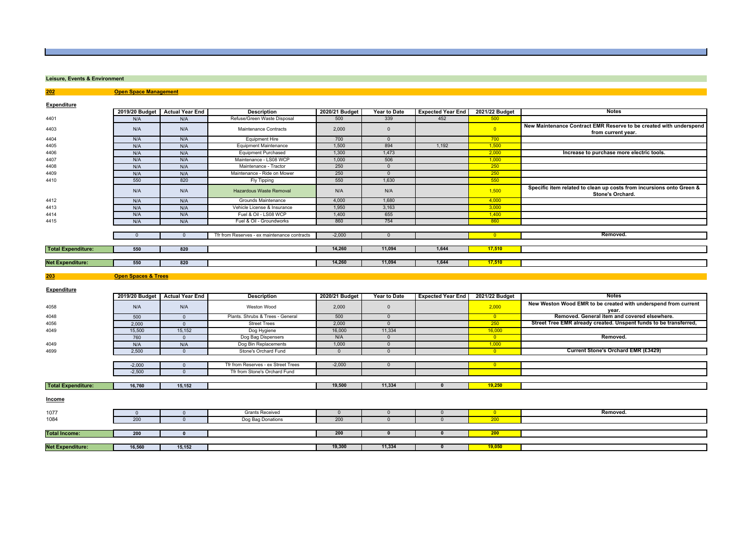## Leisure, Events & Environment

### 202 Open Space Management

**Expenditure**

| | 2019/20 Budget | Actual Year End | Description | 2020/21 Budget | Year to Date | Expected Year End | 2021/22 Budget | Notes |
|---|---|---|---|---|---|---|---|---|
| 4401 | N/A | N/A | Refuse/Green Waste Disposal | 500 | 339 | 452 | 500 | |
| 4403 | N/A | N/A | Maintenance Contracts | 2,000 | 0 | | 0 | New Maintenance Contract EMR Reserve to be created with underspend from current year. |
| 4404 | N/A | N/A | Equipment Hire | 700 | 0 | | 700 | |
| 4405 | N/A | N/A | Equipment Maintenance | 1,500 | 894 | 1,192 | 1,500 | |
| 4406 | N/A | N/A | Equipment Purchased | 1,300 | 1,473 | | 2,000 | Increase to purchase more electric tools. |
| 4407 | N/A | N/A | Maintenance - LS08 WCP | 1,000 | 506 | | 1,000 | |
| 4408 | N/A | N/A | Maintenance - Tractor | 250 | 0 | | 250 | |
| 4409 | N/A | N/A | Maintenance - Ride on Mower | 250 | 0 | | 250 | |
| 4410 | 550 | 820 | Fly Tipping | 550 | 1,630 | | 550 | |
| | N/A | N/A | Hazardous Waste Removal | N/A | N/A | | 1,500 | Specific item related to clean up costs from incursions onto Green & Stone's Orchard. |
| 4412 | N/A | N/A | Grounds Maintenance | 4,000 | 1,680 | | 4,000 | |
| 4413 | N/A | N/A | Vehicle License & Insurance | 1,950 | 3,163 | | 3,000 | |
| 4414 | N/A | N/A | Fuel & Oil - LS08 WCP | 1,400 | 655 | | 1,400 | |
| 4415 | N/A | N/A | Fuel & Oil - Groundworks | 860 | 754 | | 860 | |
| | 0 | 0 | Tfr from Reserves - ex maintenance contracts | -2,000 | 0 | | 0 | Removed. |
| **Total Expenditure:** | **550** | **820** | | **14,260** | **11,094** | **1,644** | **17,510** | |
| **Net Expenditure:** | **550** | **820** | | **14,260** | **11,094** | **1,644** | **17,510** | |

### 203 Open Spaces & Trees

**Expenditure**

| | 2019/20 Budget | Actual Year End | Description | 2020/21 Budget | Year to Date | Expected Year End | 2021/22 Budget | Notes |
|---|---|---|---|---|---|---|---|---|
| 4058 | N/A | N/A | Weston Wood | 2,000 | 0 | | 2,000 | New Weston Wood EMR to be created with underspend from current year. |
| 4048 | 500 | 0 | Plants. Shrubs & Trees - General | 500 | 0 | | 0 | Removed. General item and covered elsewhere. |
| 4056 | 2,000 | 0 | Street Trees | 2,000 | 0 | | 250 | Street Tree EMR already created. Unspent funds to be transferred, |
| 4049 | 15,500 | 15,152 | Dog Hygiene | 16,000 | 11,334 | | 16,000 | |
| | 760 | 0 | Dog Bag Dispensers | N/A | 0 | | 0 | Removed. |
| 4049 | N/A | N/A | Dog Bin Replacements | 1,000 | 0 | | 1,000 | |
| 4699 | 2,500 | 0 | Stone's Orchard Fund | 0 | 0 | | 0 | Current Stone's Orchard EMR (£3429) |
| | -2,000 | 0 | Tfr from Reserves - ex Street Trees | -2,000 | 0 | | 0 | |
| | -2,500 | 0 | Tfr from Stone's Orchard Fund | | | | | |
| **Total Expenditure:** | **16,760** | **15,152** | | **19,500** | **11,334** | **0** | **19,250** | |

**Income**

| | 2019/20 Budget | Actual Year End | Description | 2020/21 Budget | Year to Date | Expected Year End | 2021/22 Budget | Notes |
|---|---|---|---|---|---|---|---|---|
| 1077 | 0 | 0 | Grants Received | 0 | 0 | 0 | 0 | Removed. |
| 1084 | 200 | 0 | Dog Bag Donations | 200 | 0 | 0 | 200 | |
| **Total Income:** | **200** | **0** | | **200** | **0** | **0** | **200** | |
| **Net Expenditure:** | **16,560** | **15,152** | | **19,300** | **11,334** | **0** | **19,050** | |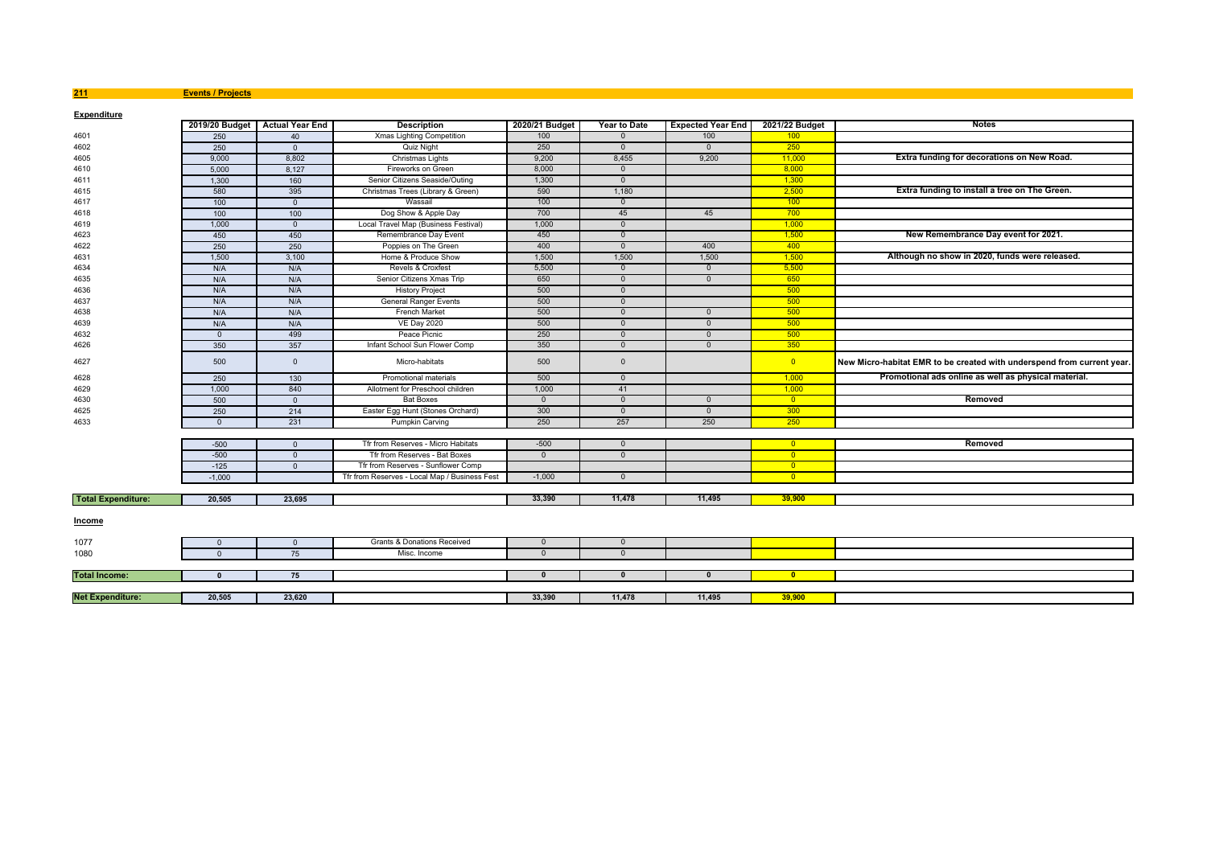**211** **Events / Projects**

**Expenditure**

| | 2019/20 Budget | Actual Year End | Description | 2020/21 Budget | Year to Date | Expected Year End | 2021/22 Budget | Notes |
|---|---|---|---|---|---|---|---|---|
| 4601 | 250 | 40 | Xmas Lighting Competition | 100 | 0 | 100 | 100 | |
| 4602 | 250 | 0 | Quiz Night | 250 | 0 | 0 | 250 | |
| 4605 | 9,000 | 8,802 | Christmas Lights | 9,200 | 8,455 | 9,200 | 11,000 | Extra funding for decorations on New Road. |
| 4610 | 5,000 | 8,127 | Fireworks on Green | 8,000 | 0 | | 8,000 | |
| 4611 | 1,300 | 160 | Senior Citizens Seaside/Outing | 1,300 | 0 | | 1,300 | |
| 4615 | 580 | 395 | Christmas Trees (Library & Green) | 590 | 1,180 | | 2,500 | Extra funding to install a tree on The Green. |
| 4617 | 100 | 0 | Wassail | 100 | 0 | | 100 | |
| 4618 | 100 | 100 | Dog Show & Apple Day | 700 | 45 | 45 | 700 | |
| 4619 | 1,000 | 0 | Local Travel Map (Business Festival) | 1,000 | 0 | | 1,000 | |
| 4623 | 450 | 450 | Remembrance Day Event | 450 | 0 | | 1,500 | New Remembrance Day event for 2021. |
| 4622 | 250 | 250 | Poppies on The Green | 400 | 0 | 400 | 400 | |
| 4631 | 1,500 | 3,100 | Home & Produce Show | 1,500 | 1,500 | 1,500 | 1,500 | Although no show in 2020, funds were released. |
| 4634 | N/A | N/A | Revels & Croxfest | 5,500 | 0 | 0 | 5,500 | |
| 4635 | N/A | N/A | Senior Citizens Xmas Trip | 650 | 0 | 0 | 650 | |
| 4636 | N/A | N/A | History Project | 500 | 0 | | 500 | |
| 4637 | N/A | N/A | General Ranger Events | 500 | 0 | | 500 | |
| 4638 | N/A | N/A | French Market | 500 | 0 | 0 | 500 | |
| 4639 | N/A | N/A | VE Day 2020 | 500 | 0 | 0 | 500 | |
| 4632 | 0 | 499 | Peace Picnic | 250 | 0 | 0 | 500 | |
| 4626 | 350 | 357 | Infant School Sun Flower Comp | 350 | 0 | 0 | 350 | |
| 4627 | 500 | 0 | Micro-habitats | 500 | 0 | | 0 | New Micro-habitat EMR to be created with underspend from current year. |
| 4628 | 250 | 130 | Promotional materials | 500 | 0 | | 1,000 | Promotional ads online as well as physical material. |
| 4629 | 1,000 | 840 | Allotment for Preschool children | 1,000 | 41 | | 1,000 | |
| 4630 | 500 | 0 | Bat Boxes | 0 | 0 | 0 | 0 | Removed |
| 4625 | 250 | 214 | Easter Egg Hunt (Stones Orchard) | 300 | 0 | 0 | 300 | |
| 4633 | 0 | 231 | Pumpkin Carving | 250 | 257 | 250 | 250 | |
| | -500 | 0 | Tfr from Reserves - Micro Habitats | -500 | 0 | | 0 | Removed |
| | -500 | 0 | Tfr from Reserves - Bat Boxes | 0 | 0 | | 0 | |
| | -125 | 0 | Tfr from Reserves - Sunflower Comp | | | | 0 | |
| | -1,000 | | Tfr from Reserves - Local Map / Business Fest | -1,000 | 0 | | 0 | |
| **Total Expenditure:** | **20,505** | **23,695** | | **33,390** | **11,478** | **11,495** | **39,900** | |

**Income**

| | 2019/20 Budget | Actual Year End | Description | 2020/21 Budget | Year to Date | Expected Year End | 2021/22 Budget | Notes |
|---|---|---|---|---|---|---|---|---|
| 1077 | 0 | 0 | Grants & Donations Received | 0 | 0 | | | |
| 1080 | 0 | 75 | Misc. Income | 0 | 0 | | | |
| **Total Income:** | **0** | **75** | | **0** | **0** | **0** | **0** | |
| **Net Expenditure:** | **20,505** | **23,620** | | **33,390** | **11,478** | **11,495** | **39,900** | |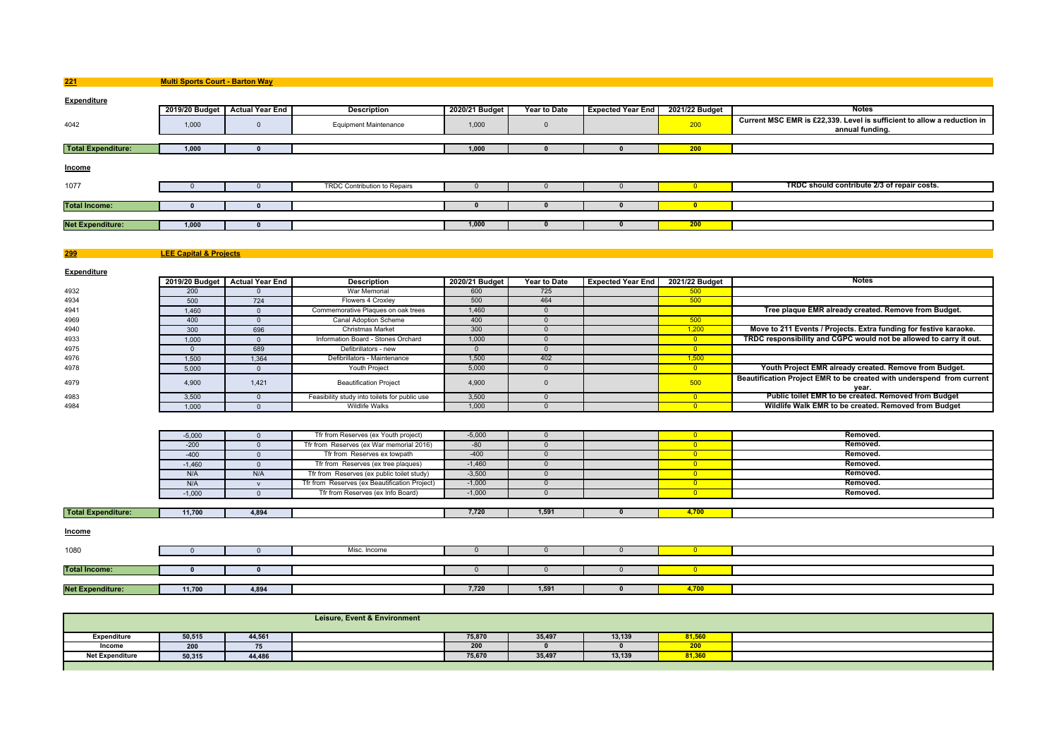## 221 Multi Sports Court - Barton Way

**Expenditure**

| | 2019/20 Budget | Actual Year End | Description | 2020/21 Budget | Year to Date | Expected Year End | 2021/22 Budget | Notes |
|---|---|---|---|---|---|---|---|---|
| 4042 | 1,000 | 0 | Equipment Maintenance | 1,000 | 0 | | 200 | Current MSC EMR is £22,339. Level is sufficient to allow a reduction in annual funding. |
| **Total Expenditure:** | **1,000** | **0** | | **1,000** | **0** | **0** | **200** | |

**Income**

| | 2019/20 Budget | Actual Year End | Description | 2020/21 Budget | Year to Date | Expected Year End | 2021/22 Budget | Notes |
|---|---|---|---|---|---|---|---|---|
| 1077 | 0 | 0 | TRDC Contribution to Repairs | 0 | 0 | 0 | 0 | TRDC should contribute 2/3 of repair costs. |
| **Total Income:** | **0** | **0** | | **0** | **0** | **0** | **0** | |
| **Net Expenditure:** | **1,000** | **0** | | **1,000** | **0** | **0** | **200** | |

## 299 LEE Capital & Projects

**Expenditure**

| | 2019/20 Budget | Actual Year End | Description | 2020/21 Budget | Year to Date | Expected Year End | 2021/22 Budget | Notes |
|---|---|---|---|---|---|---|---|---|
| 4932 | 200 | 0 | War Memorial | 600 | 725 | | 500 | |
| 4934 | 500 | 724 | Flowers 4 Croxley | 500 | 464 | | 500 | |
| 4941 | 1,460 | 0 | Commemorative Plaques on oak trees | 1,460 | 0 | | | Tree plaque EMR already created. Remove from Budget. |
| 4969 | 400 | 0 | Canal Adoption Scheme | 400 | 0 | | 500 | |
| 4940 | 300 | 696 | Christmas Market | 300 | 0 | | 1,200 | Move to 211 Events / Projects. Extra funding for festive karaoke. |
| 4933 | 1,000 | 0 | Information Board - Stones Orchard | 1,000 | 0 | | 0 | TRDC responsibility and CGPC would not be allowed to carry it out. |
| 4975 | 0 | 689 | Defibrillators - new | 0 | 0 | | 0 | |
| 4976 | 1,500 | 1,364 | Defibrillators - Maintenance | 1,500 | 402 | | 1,500 | |
| 4978 | 5,000 | 0 | Youth Project | 5,000 | 0 | | 0 | Youth Project EMR already created. Remove from Budget. |
| 4979 | 4,900 | 1,421 | Beautification Project | 4,900 | 0 | | 500 | Beautification Project EMR to be created with underspend from current year. |
| 4983 | 3,500 | 0 | Feasibility study into toilets for public use | 3,500 | 0 | | 0 | Public toilet EMR to be created. Removed from Budget |
| 4984 | 1,000 | 0 | Wildlife Walks | 1,000 | 0 | | 0 | Wildlife Walk EMR to be created. Removed from Budget |
| | -5,000 | 0 | Tfr from Reserves (ex Youth project) | -5,000 | 0 | | 0 | Removed. |
| | -200 | 0 | Tfr from Reserves (ex War memorial 2016) | -80 | 0 | | 0 | Removed. |
| | -400 | 0 | Tfr from Reserves ex towpath | -400 | 0 | | 0 | Removed. |
| | -1,460 | 0 | Tfr from Reserves (ex tree plaques) | -1,460 | 0 | | 0 | Removed. |
| | N/A | N/A | Tfr from Reserves (ex public toilet study) | -3,500 | 0 | | 0 | Removed. |
| | N/A | v | Tfr from Reserves (ex Beautification Project) | -1,000 | 0 | | 0 | Removed. |
| | -1,000 | 0 | Tfr from Reserves (ex Info Board) | -1,000 | 0 | | 0 | Removed. |
| **Total Expenditure:** | **11,700** | **4,894** | | **7,720** | **1,591** | **0** | **4,700** | |

**Income**

| | 2019/20 Budget | Actual Year End | Description | 2020/21 Budget | Year to Date | Expected Year End | 2021/22 Budget | Notes |
|---|---|---|---|---|---|---|---|---|
| 1080 | 0 | 0 | Misc. Income | 0 | 0 | 0 | 0 | |
| **Total Income:** | **0** | **0** | | 0 | 0 | 0 | 0 | |
| **Net Expenditure:** | **11,700** | **4,894** | | **7,720** | **1,591** | **0** | **4,700** | |

## Leisure, Event & Environment

| | 2019/20 Budget | Actual Year End | | 2020/21 Budget | Year to Date | Expected Year End | 2021/22 Budget | |
|---|---|---|---|---|---|---|---|---|
| **Expenditure** | **50,515** | **44,561** | | **75,870** | **35,497** | **13,139** | **81,560** | |
| **Income** | **200** | **75** | | **200** | **0** | **0** | **200** | |
| **Net Expenditure** | **50,315** | **44,486** | | **75,670** | **35,497** | **13,139** | **81,360** | |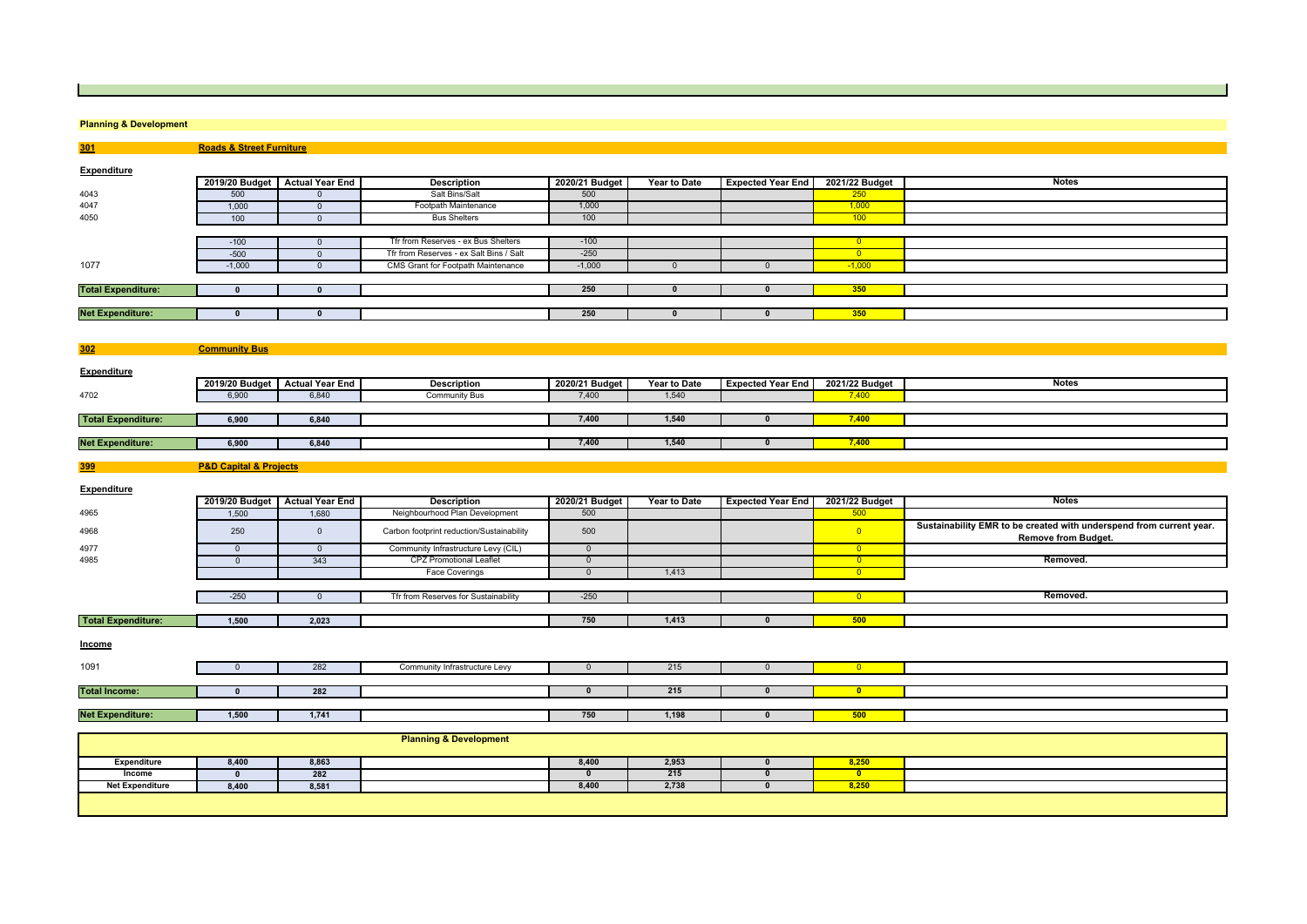## Planning & Development

### 301 Roads & Street Furniture

**Expenditure**

| | 2019/20 Budget | Actual Year End | Description | 2020/21 Budget | Year to Date | Expected Year End | 2021/22 Budget | Notes |
|---|---|---|---|---|---|---|---|---|
| 4043 | 500 | 0 | Salt Bins/Salt | 500 | | | 250 | |
| 4047 | 1,000 | 0 | Footpath Maintenance | 1,000 | | | 1,000 | |
| 4050 | 100 | 0 | Bus Shelters | 100 | | | 100 | |
| | -100 | 0 | Tfr from Reserves - ex Bus Shelters | -100 | | | 0 | |
| | -500 | 0 | Tfr from Reserves - ex Salt Bins / Salt | -250 | | | 0 | |
| 1077 | -1,000 | 0 | CMS Grant for Footpath Maintenance | -1,000 | 0 | 0 | -1,000 | |
| **Total Expenditure:** | **0** | **0** | | **250** | **0** | **0** | **350** | |
| **Net Expenditure:** | **0** | **0** | | **250** | **0** | **0** | **350** | |

### 302 Community Bus

**Expenditure**

| | 2019/20 Budget | Actual Year End | Description | 2020/21 Budget | Year to Date | Expected Year End | 2021/22 Budget | Notes |
|---|---|---|---|---|---|---|---|---|
| 4702 | 6,900 | 6,840 | Community Bus | 7,400 | 1,540 | | 7,400 | |
| **Total Expenditure:** | **6,900** | **6,840** | | **7,400** | **1,540** | **0** | **7,400** | |
| **Net Expenditure:** | **6,900** | **6,840** | | **7,400** | **1,540** | **0** | **7,400** | |

### 399 P&D Capital & Projects

**Expenditure**

| | 2019/20 Budget | Actual Year End | Description | 2020/21 Budget | Year to Date | Expected Year End | 2021/22 Budget | Notes |
|---|---|---|---|---|---|---|---|---|
| 4965 | 1,500 | 1,680 | Neighbourhood Plan Development | 500 | | | 500 | |
| 4968 | 250 | 0 | Carbon footprint reduction/Sustainability | 500 | | | 0 | **Sustainability EMR to be created with underspend from current year. Remove from Budget.** |
| 4977 | 0 | 0 | Community Infrastructure Levy (CIL) | 0 | | | 0 | |
| 4985 | 0 | 343 | CPZ Promotional Leaflet | 0 | | | 0 | **Removed.** |
| | | | Face Coverings | 0 | 1,413 | | 0 | |
| | -250 | 0 | Tfr from Reserves for Sustainability | -250 | | | 0 | **Removed.** |
| **Total Expenditure:** | **1,500** | **2,023** | | **750** | **1,413** | **0** | **500** | |

**Income**

| | 2019/20 Budget | Actual Year End | Description | 2020/21 Budget | Year to Date | Expected Year End | 2021/22 Budget | Notes |
|---|---|---|---|---|---|---|---|---|
| 1091 | 0 | 282 | Community Infrastructure Levy | 0 | 215 | 0 | 0 | |
| **Total Income:** | **0** | **282** | | **0** | **215** | **0** | **0** | |
| **Net Expenditure:** | **1,500** | **1,741** | | **750** | **1,198** | **0** | **500** | |

### Planning & Development

| | 2019/20 Budget | Actual Year End | | 2020/21 Budget | Year to Date | Expected Year End | 2021/22 Budget | |
|---|---|---|---|---|---|---|---|---|
| **Expenditure** | **8,400** | **8,863** | | **8,400** | **2,953** | **0** | **8,250** | |
| **Income** | **0** | **282** | | **0** | **215** | **0** | **0** | |
| **Net Expenditure** | **8,400** | **8,581** | | **8,400** | **2,738** | **0** | **8,250** | |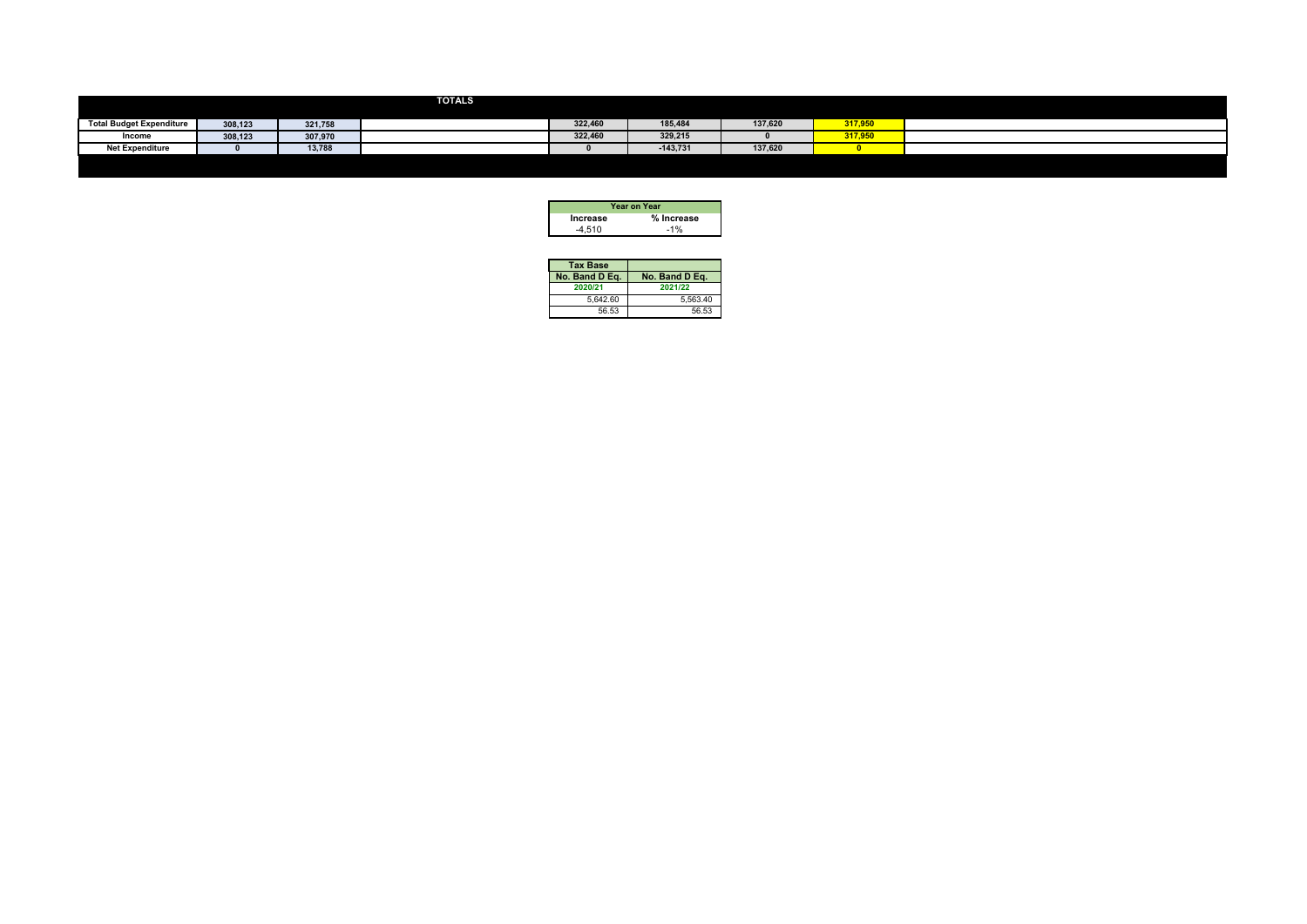## TOTALS

| | | | | | | | | |
|---|---|---|---|---|---|---|---|---|
| **Total Budget Expenditure** | **308,123** | **321,758** | | **322,460** | **185,484** | **137,620** | **317,950** | |
| **Income** | **308,123** | **307,970** | | **322,460** | **329,215** | **0** | **317,950** | |
| **Net Expenditure** | **0** | **13,788** | | **0** | **-143,731** | **137,620** | **0** | |

| **Year on Year** | |
|---|---|
| **Increase** | **% Increase** |
| -4,510 | -1% |

| **Tax Base** | |
|---|---|
| **No. Band D Eq.** | **No. Band D Eq.** |
| **2020/21** | **2021/22** |
| 5,642.60 | 5,563.40 |
| 56.53 | 56.53 |